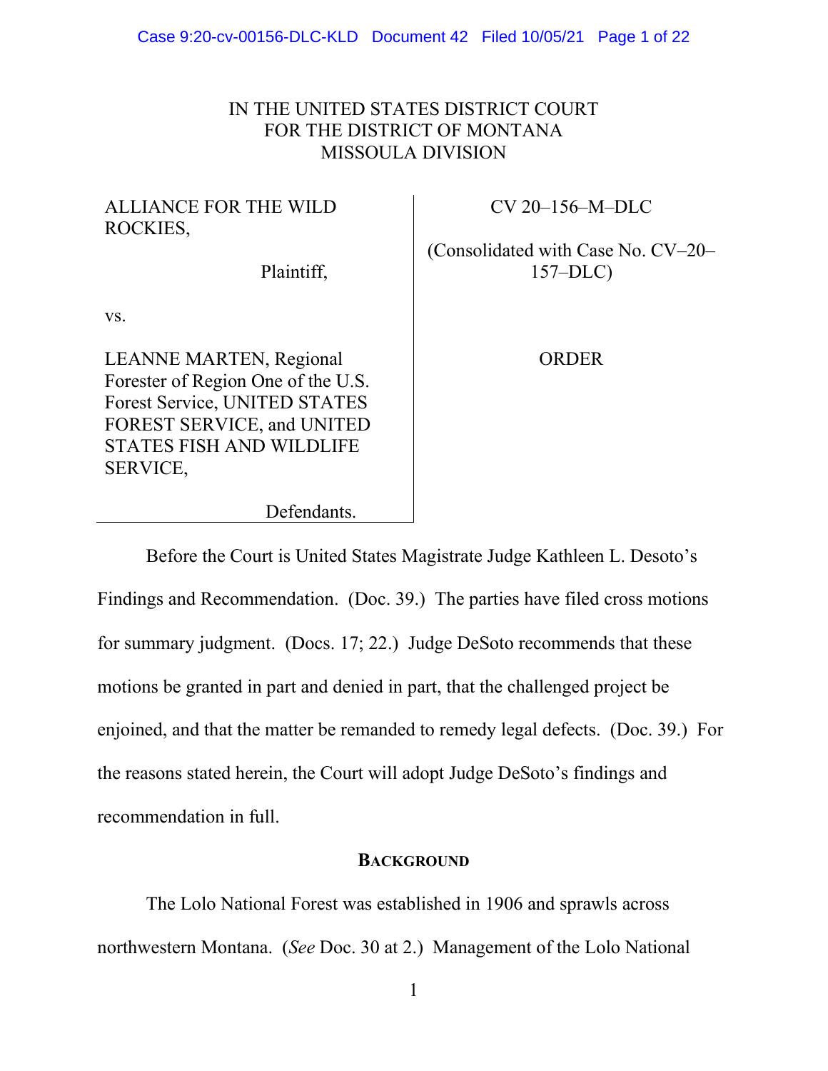IN THE UNITED STATES DISTRICT COURT
FOR THE DISTRICT OF MONTANA
MISSOULA DIVISION

| | |
|---|---|
| ALLIANCE FOR THE WILD ROCKIES,<br><br>Plaintiff,<br><br>vs.<br><br>LEANNE MARTEN, Regional Forester of Region One of the U.S. Forest Service, UNITED STATES FOREST SERVICE, and UNITED STATES FISH AND WILDLIFE SERVICE,<br><br>Defendants. | CV 20–156–M–DLC<br><br>(Consolidated with Case No. CV–20–157–DLC)<br><br>ORDER |

Before the Court is United States Magistrate Judge Kathleen L. Desoto's Findings and Recommendation. (Doc. 39.) The parties have filed cross motions for summary judgment. (Docs. 17; 22.) Judge DeSoto recommends that these motions be granted in part and denied in part, that the challenged project be enjoined, and that the matter be remanded to remedy legal defects. (Doc. 39.) For the reasons stated herein, the Court will adopt Judge DeSoto's findings and recommendation in full.

## BACKGROUND

The Lolo National Forest was established in 1906 and sprawls across northwestern Montana. (*See* Doc. 30 at 2.) Management of the Lolo National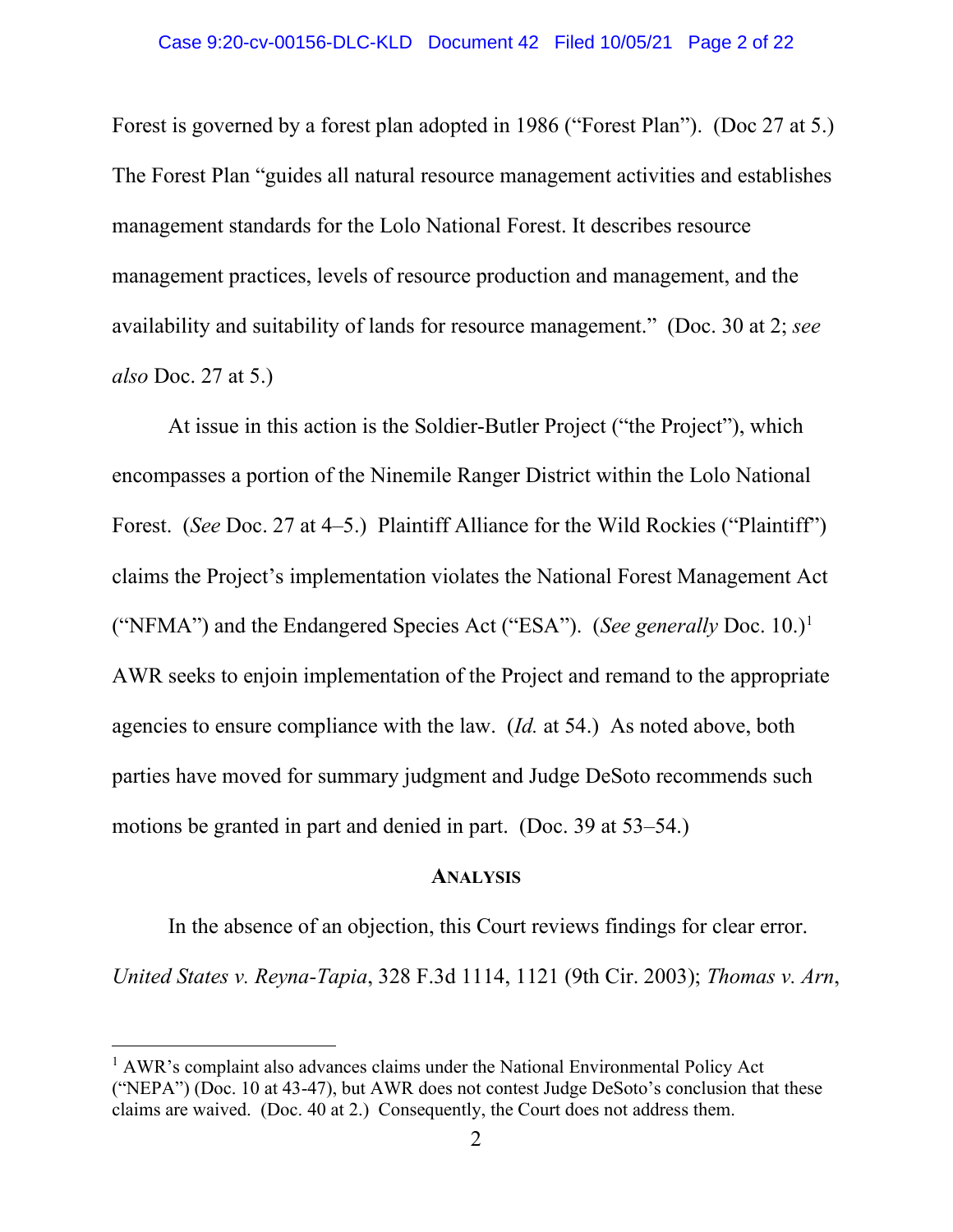Forest is governed by a forest plan adopted in 1986 ("Forest Plan"). (Doc 27 at 5.) The Forest Plan "guides all natural resource management activities and establishes management standards for the Lolo National Forest. It describes resource management practices, levels of resource production and management, and the availability and suitability of lands for resource management." (Doc. 30 at 2; *see also* Doc. 27 at 5.)

At issue in this action is the Soldier-Butler Project ("the Project"), which encompasses a portion of the Ninemile Ranger District within the Lolo National Forest. (*See* Doc. 27 at 4–5.) Plaintiff Alliance for the Wild Rockies ("Plaintiff") claims the Project's implementation violates the National Forest Management Act ("NFMA") and the Endangered Species Act ("ESA"). (*See generally* Doc. 10.)[1] AWR seeks to enjoin implementation of the Project and remand to the appropriate agencies to ensure compliance with the law. (*Id.* at 54.) As noted above, both parties have moved for summary judgment and Judge DeSoto recommends such motions be granted in part and denied in part. (Doc. 39 at 53–54.)

## ANALYSIS

In the absence of an objection, this Court reviews findings for clear error. *United States v. Reyna-Tapia*, 328 F.3d 1114, 1121 (9th Cir. 2003); *Thomas v. Arn*,

---

[1] AWR's complaint also advances claims under the National Environmental Policy Act ("NEPA") (Doc. 10 at 43-47), but AWR does not contest Judge DeSoto's conclusion that these claims are waived. (Doc. 40 at 2.) Consequently, the Court does not address them.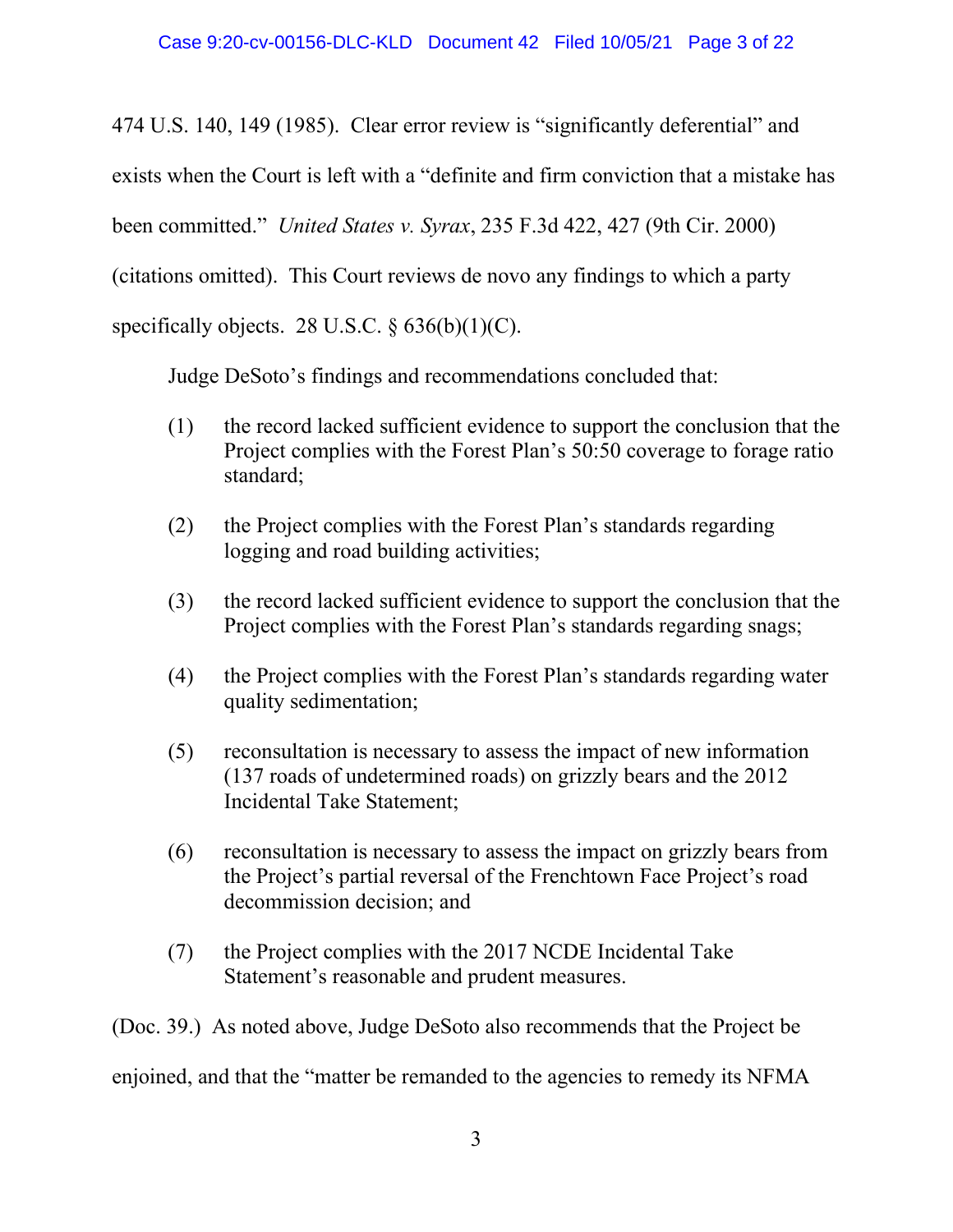474 U.S. 140, 149 (1985). Clear error review is "significantly deferential" and exists when the Court is left with a "definite and firm conviction that a mistake has been committed." *United States v. Syrax*, 235 F.3d 422, 427 (9th Cir. 2000) (citations omitted). This Court reviews de novo any findings to which a party specifically objects. 28 U.S.C. § 636(b)(1)(C).

Judge DeSoto's findings and recommendations concluded that:

(1) the record lacked sufficient evidence to support the conclusion that the Project complies with the Forest Plan's 50:50 coverage to forage ratio standard;

(2) the Project complies with the Forest Plan's standards regarding logging and road building activities;

(3) the record lacked sufficient evidence to support the conclusion that the Project complies with the Forest Plan's standards regarding snags;

(4) the Project complies with the Forest Plan's standards regarding water quality sedimentation;

(5) reconsultation is necessary to assess the impact of new information (137 roads of undetermined roads) on grizzly bears and the 2012 Incidental Take Statement;

(6) reconsultation is necessary to assess the impact on grizzly bears from the Project's partial reversal of the Frenchtown Face Project's road decommission decision; and

(7) the Project complies with the 2017 NCDE Incidental Take Statement's reasonable and prudent measures.

(Doc. 39.) As noted above, Judge DeSoto also recommends that the Project be enjoined, and that the "matter be remanded to the agencies to remedy its NFMA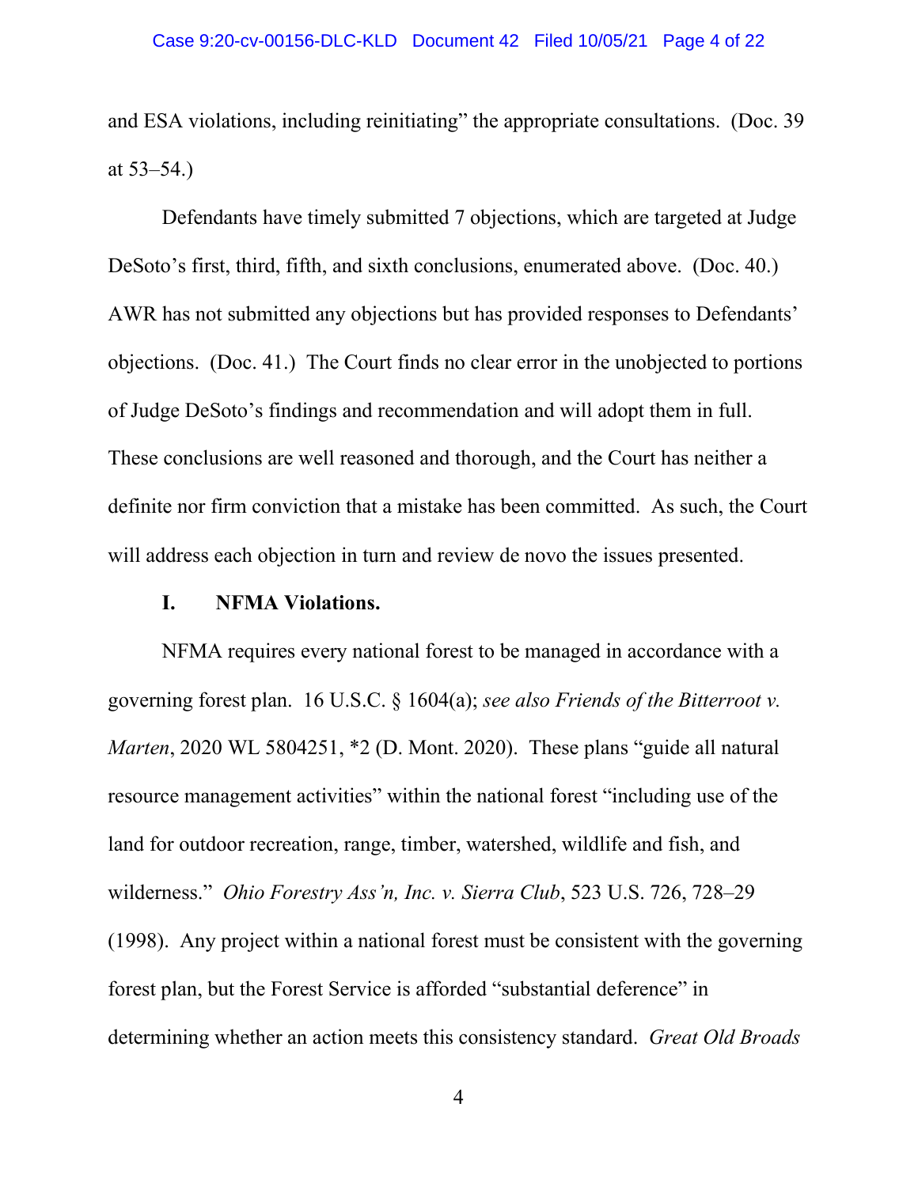and ESA violations, including reinitiating" the appropriate consultations. (Doc. 39 at 53–54.)

Defendants have timely submitted 7 objections, which are targeted at Judge DeSoto's first, third, fifth, and sixth conclusions, enumerated above. (Doc. 40.) AWR has not submitted any objections but has provided responses to Defendants' objections. (Doc. 41.) The Court finds no clear error in the unobjected to portions of Judge DeSoto's findings and recommendation and will adopt them in full. These conclusions are well reasoned and thorough, and the Court has neither a definite nor firm conviction that a mistake has been committed. As such, the Court will address each objection in turn and review de novo the issues presented.

## I. NFMA Violations.

NFMA requires every national forest to be managed in accordance with a governing forest plan. 16 U.S.C. § 1604(a); *see also Friends of the Bitterroot v. Marten*, 2020 WL 5804251, *2 (D. Mont. 2020). These plans "guide all natural resource management activities" within the national forest "including use of the land for outdoor recreation, range, timber, watershed, wildlife and fish, and wilderness." *Ohio Forestry Ass'n, Inc. v. Sierra Club*, 523 U.S. 726, 728–29 (1998). Any project within a national forest must be consistent with the governing forest plan, but the Forest Service is afforded "substantial deference" in determining whether an action meets this consistency standard. *Great Old Broads*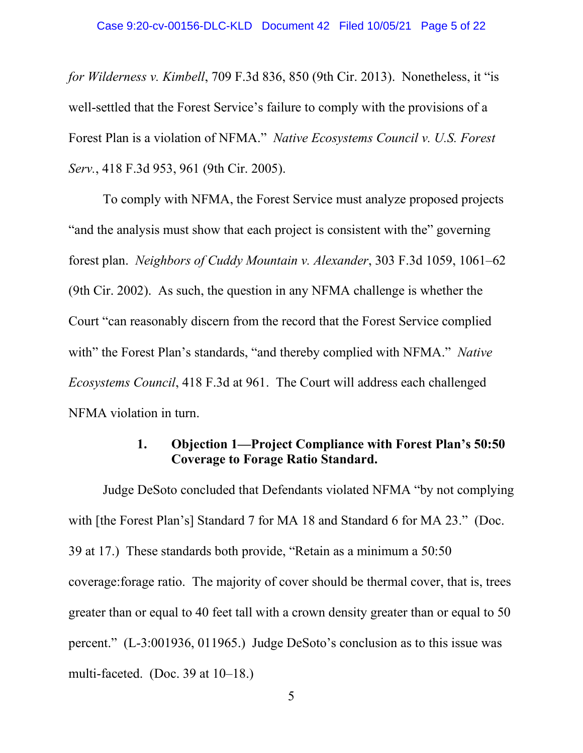*for Wilderness v. Kimbell*, 709 F.3d 836, 850 (9th Cir. 2013). Nonetheless, it "is well-settled that the Forest Service's failure to comply with the provisions of a Forest Plan is a violation of NFMA." *Native Ecosystems Council v. U.S. Forest Serv.*, 418 F.3d 953, 961 (9th Cir. 2005).

To comply with NFMA, the Forest Service must analyze proposed projects "and the analysis must show that each project is consistent with the" governing forest plan. *Neighbors of Cuddy Mountain v. Alexander*, 303 F.3d 1059, 1061–62 (9th Cir. 2002). As such, the question in any NFMA challenge is whether the Court "can reasonably discern from the record that the Forest Service complied with" the Forest Plan's standards, "and thereby complied with NFMA." *Native Ecosystems Council*, 418 F.3d at 961. The Court will address each challenged NFMA violation in turn.

### 1. Objection 1—Project Compliance with Forest Plan's 50:50 Coverage to Forage Ratio Standard.

Judge DeSoto concluded that Defendants violated NFMA "by not complying with [the Forest Plan's] Standard 7 for MA 18 and Standard 6 for MA 23." (Doc. 39 at 17.) These standards both provide, "Retain as a minimum a 50:50 coverage:forage ratio. The majority of cover should be thermal cover, that is, trees greater than or equal to 40 feet tall with a crown density greater than or equal to 50 percent." (L-3:001936, 011965.) Judge DeSoto's conclusion as to this issue was multi-faceted. (Doc. 39 at 10–18.)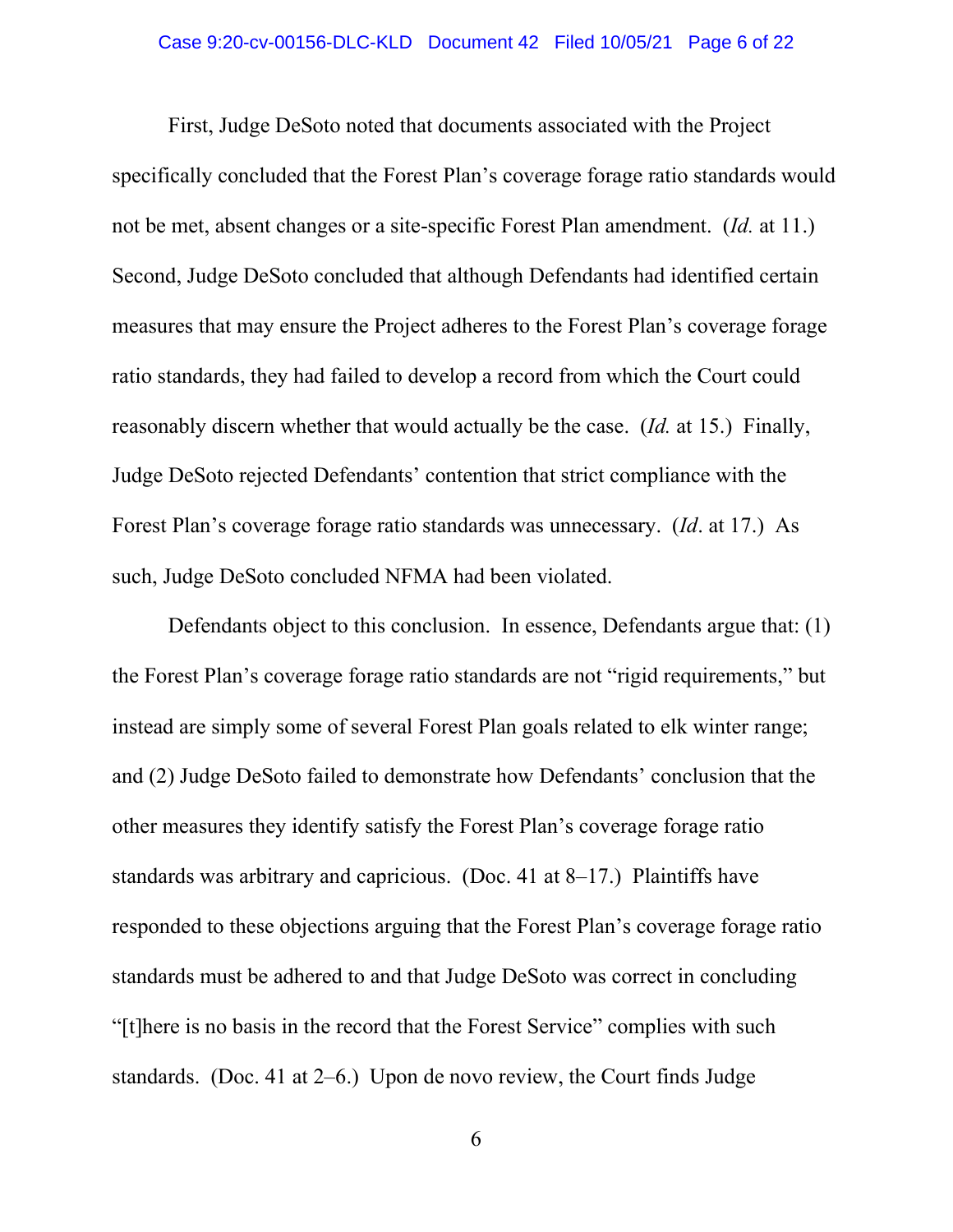First, Judge DeSoto noted that documents associated with the Project specifically concluded that the Forest Plan's coverage forage ratio standards would not be met, absent changes or a site-specific Forest Plan amendment. (*Id.* at 11.) Second, Judge DeSoto concluded that although Defendants had identified certain measures that may ensure the Project adheres to the Forest Plan's coverage forage ratio standards, they had failed to develop a record from which the Court could reasonably discern whether that would actually be the case. (*Id.* at 15.) Finally, Judge DeSoto rejected Defendants' contention that strict compliance with the Forest Plan's coverage forage ratio standards was unnecessary. (*Id*. at 17.) As such, Judge DeSoto concluded NFMA had been violated.

Defendants object to this conclusion. In essence, Defendants argue that: (1) the Forest Plan's coverage forage ratio standards are not "rigid requirements," but instead are simply some of several Forest Plan goals related to elk winter range; and (2) Judge DeSoto failed to demonstrate how Defendants' conclusion that the other measures they identify satisfy the Forest Plan's coverage forage ratio standards was arbitrary and capricious. (Doc. 41 at 8–17.) Plaintiffs have responded to these objections arguing that the Forest Plan's coverage forage ratio standards must be adhered to and that Judge DeSoto was correct in concluding "[t]here is no basis in the record that the Forest Service" complies with such standards. (Doc. 41 at 2–6.) Upon de novo review, the Court finds Judge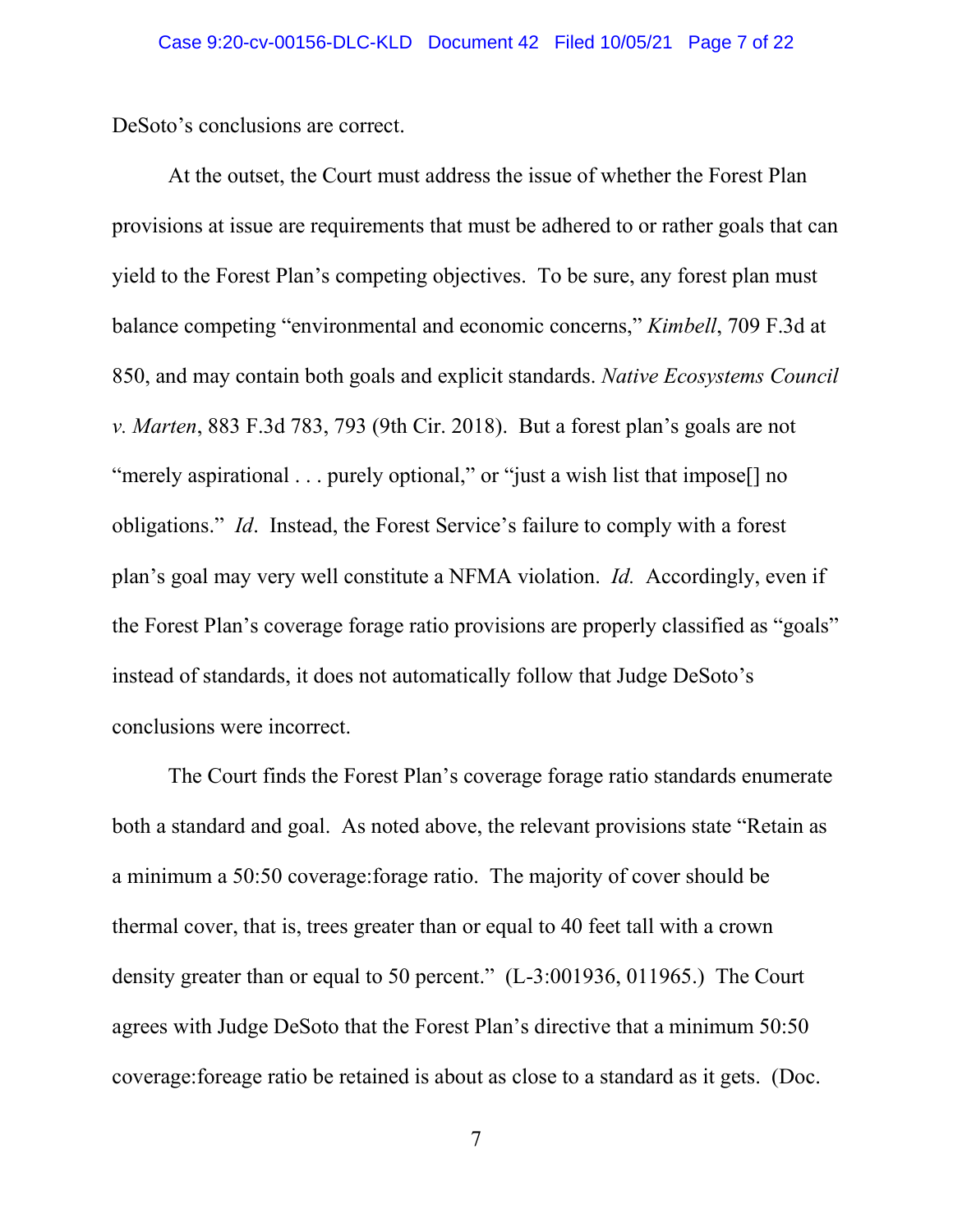DeSoto's conclusions are correct.

At the outset, the Court must address the issue of whether the Forest Plan provisions at issue are requirements that must be adhered to or rather goals that can yield to the Forest Plan's competing objectives. To be sure, any forest plan must balance competing "environmental and economic concerns," *Kimbell*, 709 F.3d at 850, and may contain both goals and explicit standards. *Native Ecosystems Council v. Marten*, 883 F.3d 783, 793 (9th Cir. 2018). But a forest plan's goals are not "merely aspirational . . . purely optional," or "just a wish list that impose[] no obligations." *Id*. Instead, the Forest Service's failure to comply with a forest plan's goal may very well constitute a NFMA violation. *Id.* Accordingly, even if the Forest Plan's coverage forage ratio provisions are properly classified as "goals" instead of standards, it does not automatically follow that Judge DeSoto's conclusions were incorrect.

The Court finds the Forest Plan's coverage forage ratio standards enumerate both a standard and goal. As noted above, the relevant provisions state "Retain as a minimum a 50:50 coverage:forage ratio. The majority of cover should be thermal cover, that is, trees greater than or equal to 40 feet tall with a crown density greater than or equal to 50 percent." (L-3:001936, 011965.) The Court agrees with Judge DeSoto that the Forest Plan's directive that a minimum 50:50 coverage:foreage ratio be retained is about as close to a standard as it gets. (Doc.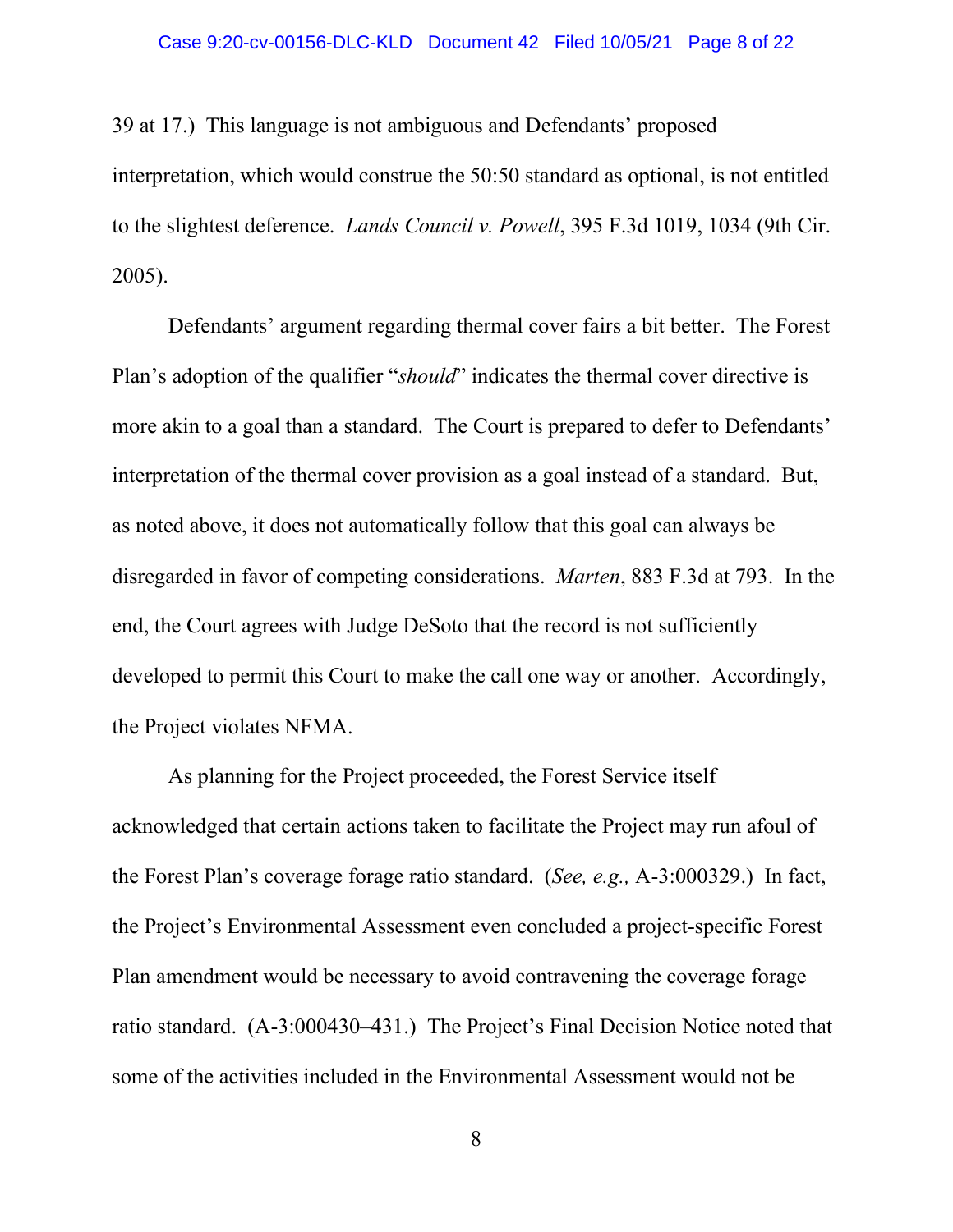39 at 17.) This language is not ambiguous and Defendants' proposed interpretation, which would construe the 50:50 standard as optional, is not entitled to the slightest deference. *Lands Council v. Powell*, 395 F.3d 1019, 1034 (9th Cir. 2005).

Defendants' argument regarding thermal cover fairs a bit better. The Forest Plan's adoption of the qualifier "*should*" indicates the thermal cover directive is more akin to a goal than a standard. The Court is prepared to defer to Defendants' interpretation of the thermal cover provision as a goal instead of a standard. But, as noted above, it does not automatically follow that this goal can always be disregarded in favor of competing considerations. *Marten*, 883 F.3d at 793. In the end, the Court agrees with Judge DeSoto that the record is not sufficiently developed to permit this Court to make the call one way or another. Accordingly, the Project violates NFMA.

As planning for the Project proceeded, the Forest Service itself acknowledged that certain actions taken to facilitate the Project may run afoul of the Forest Plan's coverage forage ratio standard. (*See, e.g.,* A-3:000329.) In fact, the Project's Environmental Assessment even concluded a project-specific Forest Plan amendment would be necessary to avoid contravening the coverage forage ratio standard. (A-3:000430–431.) The Project's Final Decision Notice noted that some of the activities included in the Environmental Assessment would not be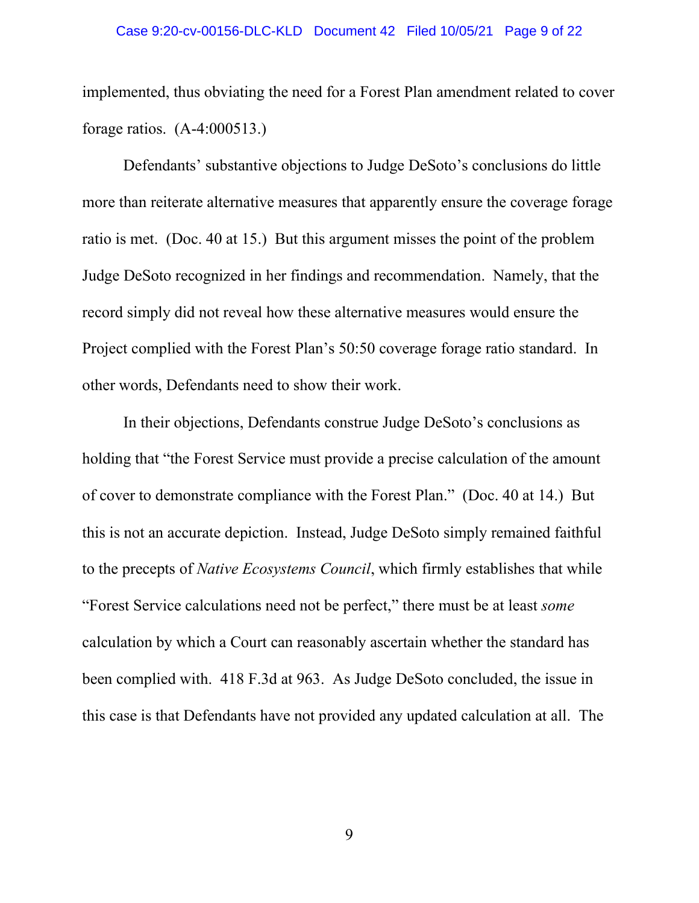implemented, thus obviating the need for a Forest Plan amendment related to cover forage ratios. (A-4:000513.)

Defendants' substantive objections to Judge DeSoto's conclusions do little more than reiterate alternative measures that apparently ensure the coverage forage ratio is met. (Doc. 40 at 15.) But this argument misses the point of the problem Judge DeSoto recognized in her findings and recommendation. Namely, that the record simply did not reveal how these alternative measures would ensure the Project complied with the Forest Plan's 50:50 coverage forage ratio standard. In other words, Defendants need to show their work.

In their objections, Defendants construe Judge DeSoto's conclusions as holding that "the Forest Service must provide a precise calculation of the amount of cover to demonstrate compliance with the Forest Plan." (Doc. 40 at 14.) But this is not an accurate depiction. Instead, Judge DeSoto simply remained faithful to the precepts of *Native Ecosystems Council*, which firmly establishes that while "Forest Service calculations need not be perfect," there must be at least *some* calculation by which a Court can reasonably ascertain whether the standard has been complied with. 418 F.3d at 963. As Judge DeSoto concluded, the issue in this case is that Defendants have not provided any updated calculation at all. The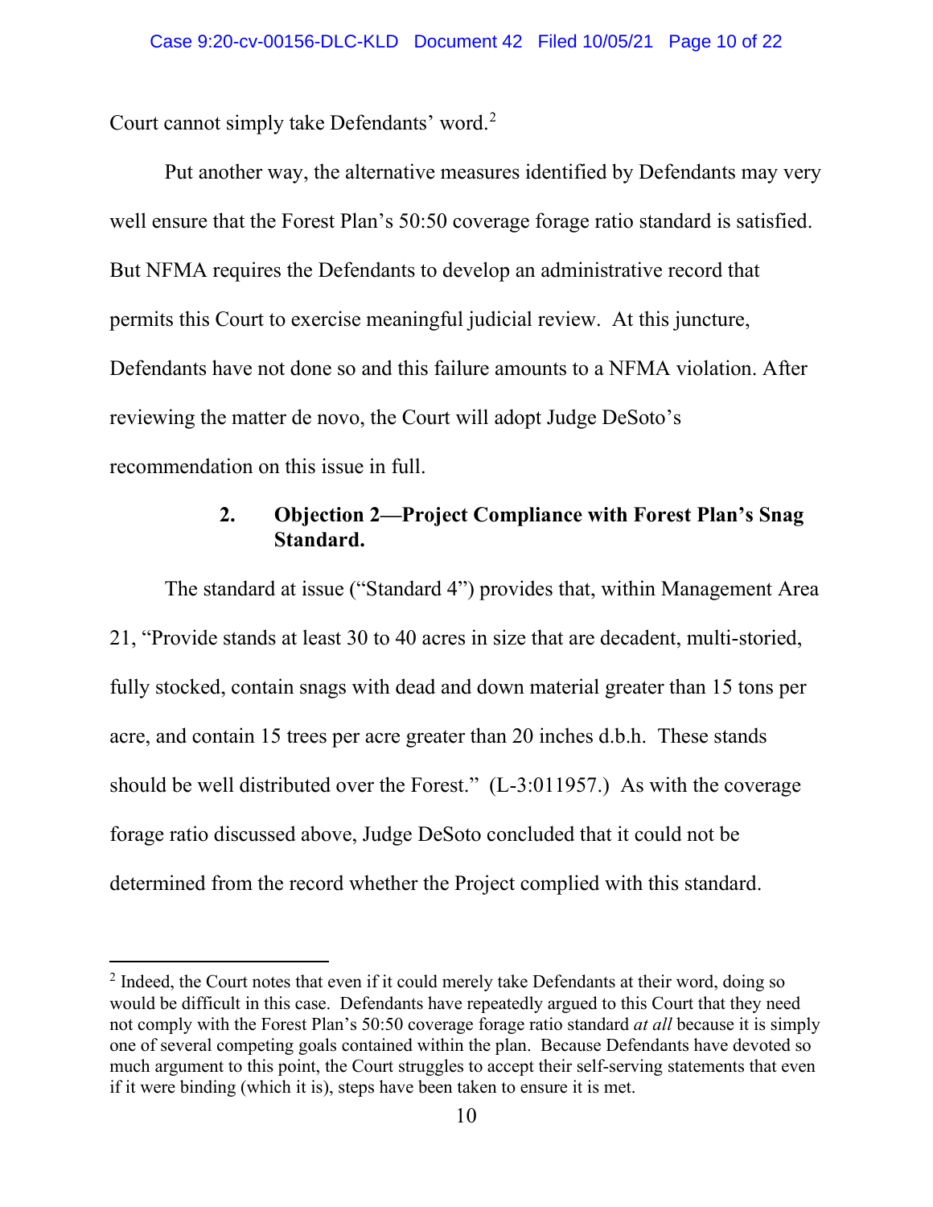Court cannot simply take Defendants' word.[2]

Put another way, the alternative measures identified by Defendants may very well ensure that the Forest Plan's 50:50 coverage forage ratio standard is satisfied. But NFMA requires the Defendants to develop an administrative record that permits this Court to exercise meaningful judicial review. At this juncture, Defendants have not done so and this failure amounts to a NFMA violation. After reviewing the matter de novo, the Court will adopt Judge DeSoto's recommendation on this issue in full.

### 2. Objection 2—Project Compliance with Forest Plan's Snag Standard.

The standard at issue ("Standard 4") provides that, within Management Area 21, "Provide stands at least 30 to 40 acres in size that are decadent, multi-storied, fully stocked, contain snags with dead and down material greater than 15 tons per acre, and contain 15 trees per acre greater than 20 inches d.b.h. These stands should be well distributed over the Forest." (L-3:011957.) As with the coverage forage ratio discussed above, Judge DeSoto concluded that it could not be determined from the record whether the Project complied with this standard.

---

[2] Indeed, the Court notes that even if it could merely take Defendants at their word, doing so would be difficult in this case. Defendants have repeatedly argued to this Court that they need not comply with the Forest Plan's 50:50 coverage forage ratio standard *at all* because it is simply one of several competing goals contained within the plan. Because Defendants have devoted so much argument to this point, the Court struggles to accept their self-serving statements that even if it were binding (which it is), steps have been taken to ensure it is met.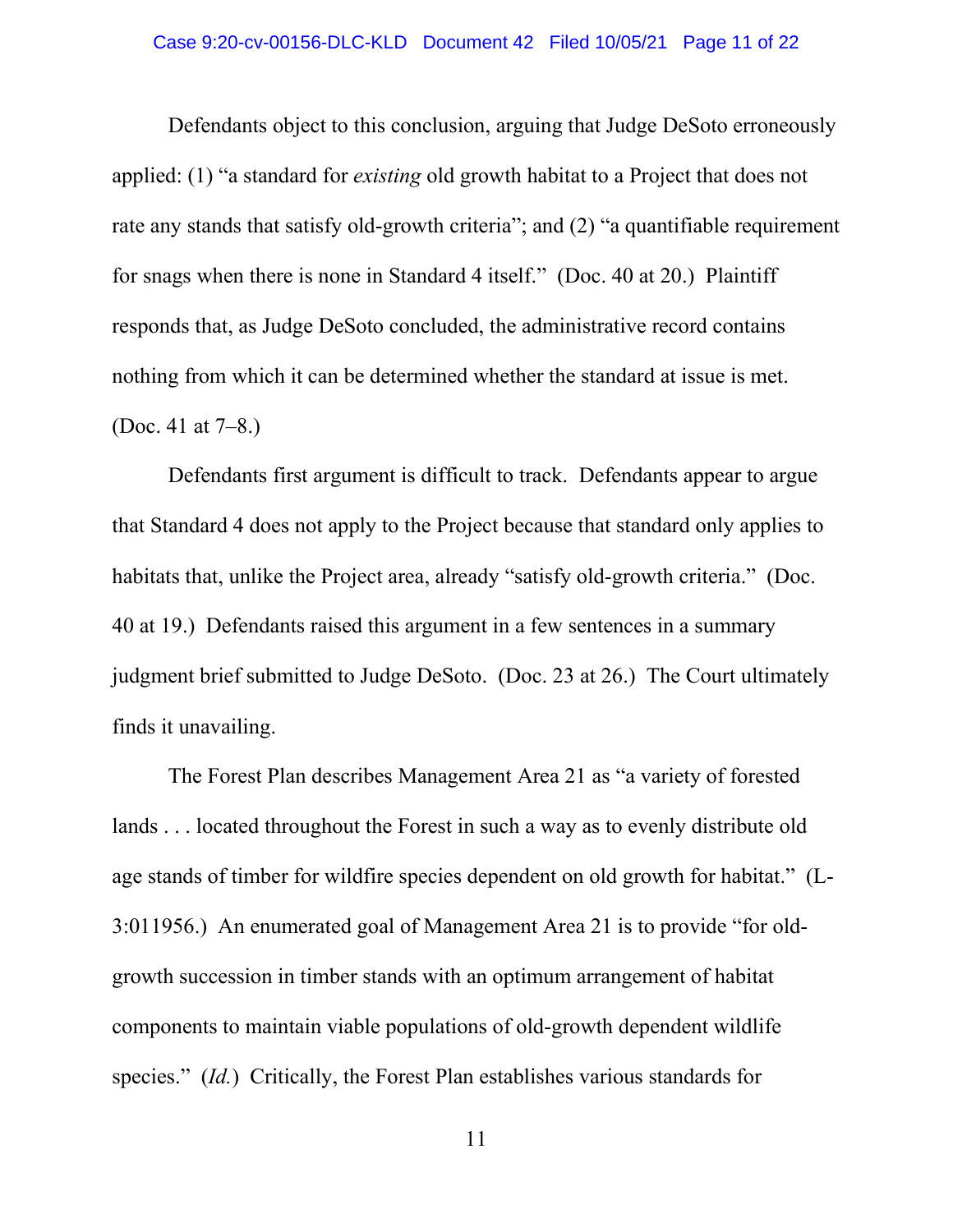Defendants object to this conclusion, arguing that Judge DeSoto erroneously applied: (1) "a standard for *existing* old growth habitat to a Project that does not rate any stands that satisfy old-growth criteria"; and (2) "a quantifiable requirement for snags when there is none in Standard 4 itself." (Doc. 40 at 20.) Plaintiff responds that, as Judge DeSoto concluded, the administrative record contains nothing from which it can be determined whether the standard at issue is met. (Doc. 41 at 7–8.)

Defendants first argument is difficult to track. Defendants appear to argue that Standard 4 does not apply to the Project because that standard only applies to habitats that, unlike the Project area, already "satisfy old-growth criteria." (Doc. 40 at 19.) Defendants raised this argument in a few sentences in a summary judgment brief submitted to Judge DeSoto. (Doc. 23 at 26.) The Court ultimately finds it unavailing.

The Forest Plan describes Management Area 21 as "a variety of forested lands . . . located throughout the Forest in such a way as to evenly distribute old age stands of timber for wildfire species dependent on old growth for habitat." (L-3:011956.) An enumerated goal of Management Area 21 is to provide "for old-growth succession in timber stands with an optimum arrangement of habitat components to maintain viable populations of old-growth dependent wildlife species." (*Id.*) Critically, the Forest Plan establishes various standards for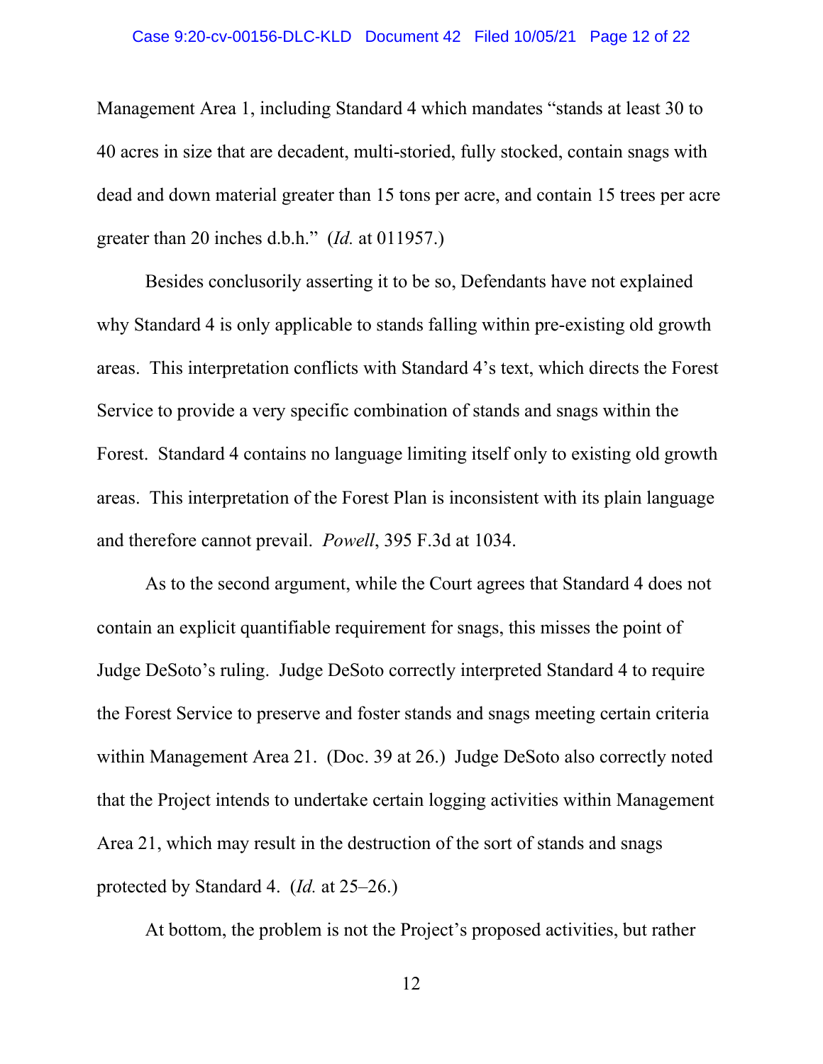Management Area 1, including Standard 4 which mandates "stands at least 30 to 40 acres in size that are decadent, multi-storied, fully stocked, contain snags with dead and down material greater than 15 tons per acre, and contain 15 trees per acre greater than 20 inches d.b.h." (*Id.* at 011957.)

Besides conclusorily asserting it to be so, Defendants have not explained why Standard 4 is only applicable to stands falling within pre-existing old growth areas. This interpretation conflicts with Standard 4's text, which directs the Forest Service to provide a very specific combination of stands and snags within the Forest. Standard 4 contains no language limiting itself only to existing old growth areas. This interpretation of the Forest Plan is inconsistent with its plain language and therefore cannot prevail. *Powell*, 395 F.3d at 1034.

As to the second argument, while the Court agrees that Standard 4 does not contain an explicit quantifiable requirement for snags, this misses the point of Judge DeSoto's ruling. Judge DeSoto correctly interpreted Standard 4 to require the Forest Service to preserve and foster stands and snags meeting certain criteria within Management Area 21. (Doc. 39 at 26.) Judge DeSoto also correctly noted that the Project intends to undertake certain logging activities within Management Area 21, which may result in the destruction of the sort of stands and snags protected by Standard 4. (*Id.* at 25–26.)

At bottom, the problem is not the Project's proposed activities, but rather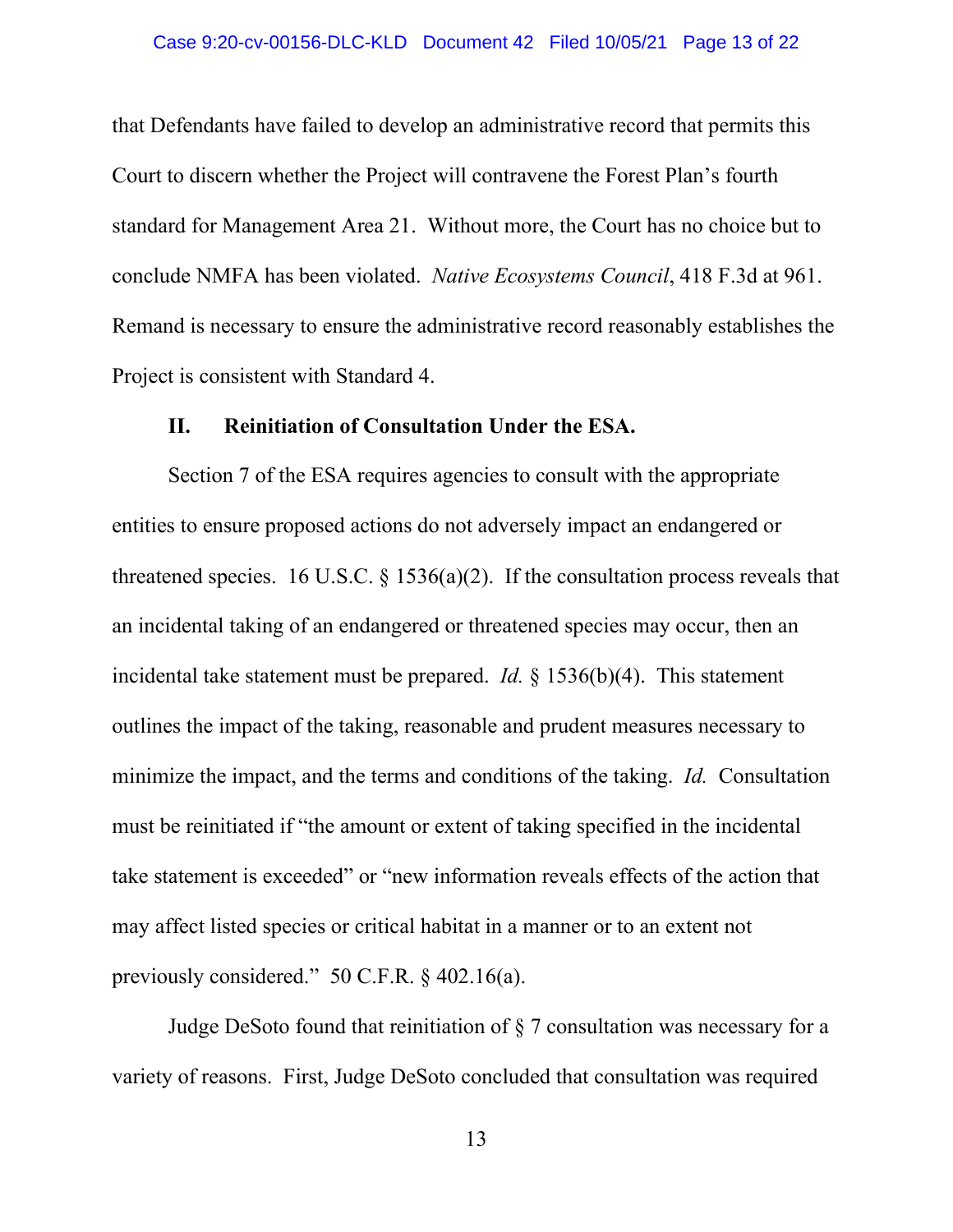that Defendants have failed to develop an administrative record that permits this Court to discern whether the Project will contravene the Forest Plan's fourth standard for Management Area 21. Without more, the Court has no choice but to conclude NMFA has been violated. *Native Ecosystems Council*, 418 F.3d at 961. Remand is necessary to ensure the administrative record reasonably establishes the Project is consistent with Standard 4.

**II. Reinitiation of Consultation Under the ESA.**

Section 7 of the ESA requires agencies to consult with the appropriate entities to ensure proposed actions do not adversely impact an endangered or threatened species. 16 U.S.C. § 1536(a)(2). If the consultation process reveals that an incidental taking of an endangered or threatened species may occur, then an incidental take statement must be prepared. *Id.* § 1536(b)(4). This statement outlines the impact of the taking, reasonable and prudent measures necessary to minimize the impact, and the terms and conditions of the taking. *Id.* Consultation must be reinitiated if "the amount or extent of taking specified in the incidental take statement is exceeded" or "new information reveals effects of the action that may affect listed species or critical habitat in a manner or to an extent not previously considered." 50 C.F.R. § 402.16(a).

Judge DeSoto found that reinitiation of § 7 consultation was necessary for a variety of reasons. First, Judge DeSoto concluded that consultation was required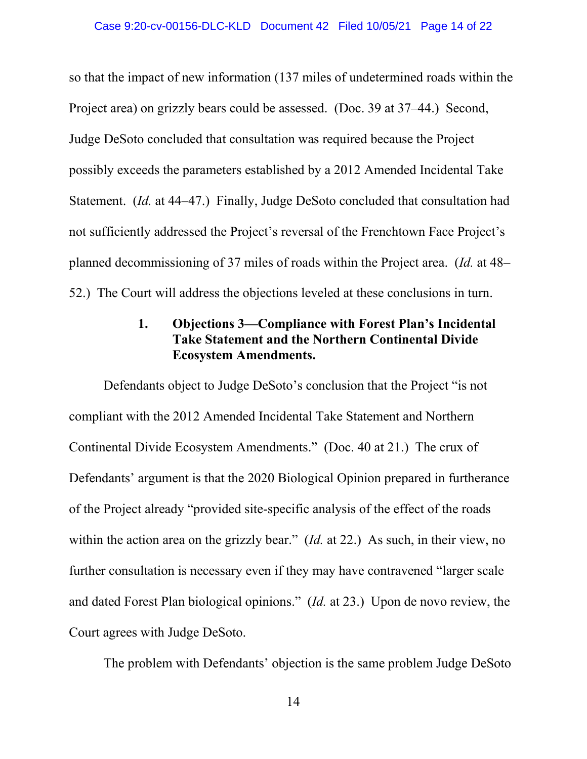so that the impact of new information (137 miles of undetermined roads within the Project area) on grizzly bears could be assessed. (Doc. 39 at 37–44.) Second, Judge DeSoto concluded that consultation was required because the Project possibly exceeds the parameters established by a 2012 Amended Incidental Take Statement. (*Id.* at 44–47.) Finally, Judge DeSoto concluded that consultation had not sufficiently addressed the Project's reversal of the Frenchtown Face Project's planned decommissioning of 37 miles of roads within the Project area. (*Id.* at 48–52.) The Court will address the objections leveled at these conclusions in turn.

### 1. Objections 3—Compliance with Forest Plan's Incidental Take Statement and the Northern Continental Divide Ecosystem Amendments.

Defendants object to Judge DeSoto's conclusion that the Project "is not compliant with the 2012 Amended Incidental Take Statement and Northern Continental Divide Ecosystem Amendments." (Doc. 40 at 21.) The crux of Defendants' argument is that the 2020 Biological Opinion prepared in furtherance of the Project already "provided site-specific analysis of the effect of the roads within the action area on the grizzly bear." (*Id.* at 22.) As such, in their view, no further consultation is necessary even if they may have contravened "larger scale and dated Forest Plan biological opinions." (*Id.* at 23.) Upon de novo review, the Court agrees with Judge DeSoto.

The problem with Defendants' objection is the same problem Judge DeSoto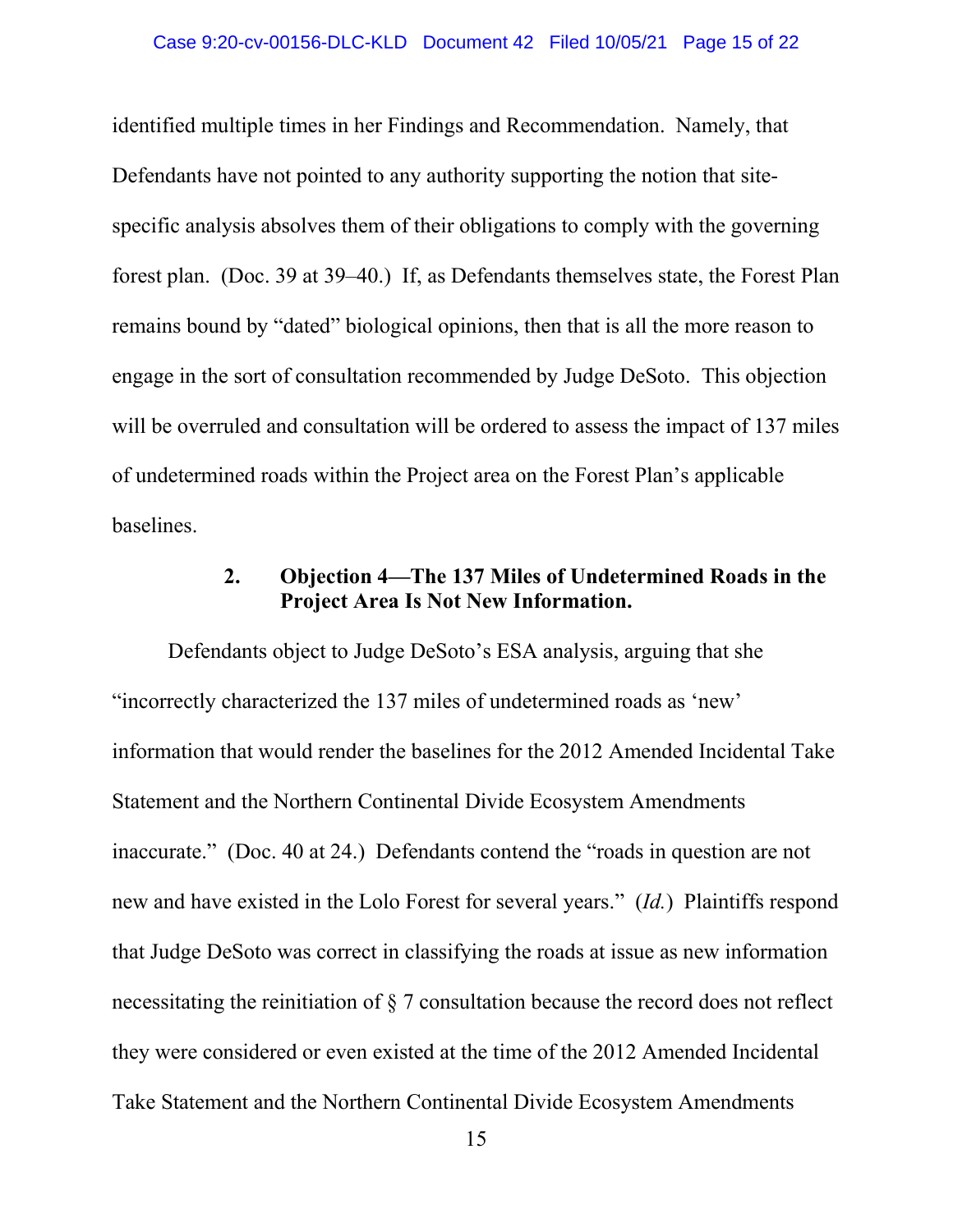identified multiple times in her Findings and Recommendation. Namely, that Defendants have not pointed to any authority supporting the notion that site-specific analysis absolves them of their obligations to comply with the governing forest plan. (Doc. 39 at 39–40.) If, as Defendants themselves state, the Forest Plan remains bound by "dated" biological opinions, then that is all the more reason to engage in the sort of consultation recommended by Judge DeSoto. This objection will be overruled and consultation will be ordered to assess the impact of 137 miles of undetermined roads within the Project area on the Forest Plan's applicable baselines.

### 2. Objection 4—The 137 Miles of Undetermined Roads in the Project Area Is Not New Information.

Defendants object to Judge DeSoto's ESA analysis, arguing that she "incorrectly characterized the 137 miles of undetermined roads as 'new' information that would render the baselines for the 2012 Amended Incidental Take Statement and the Northern Continental Divide Ecosystem Amendments inaccurate." (Doc. 40 at 24.) Defendants contend the "roads in question are not new and have existed in the Lolo Forest for several years." (*Id.*) Plaintiffs respond that Judge DeSoto was correct in classifying the roads at issue as new information necessitating the reinitiation of § 7 consultation because the record does not reflect they were considered or even existed at the time of the 2012 Amended Incidental Take Statement and the Northern Continental Divide Ecosystem Amendments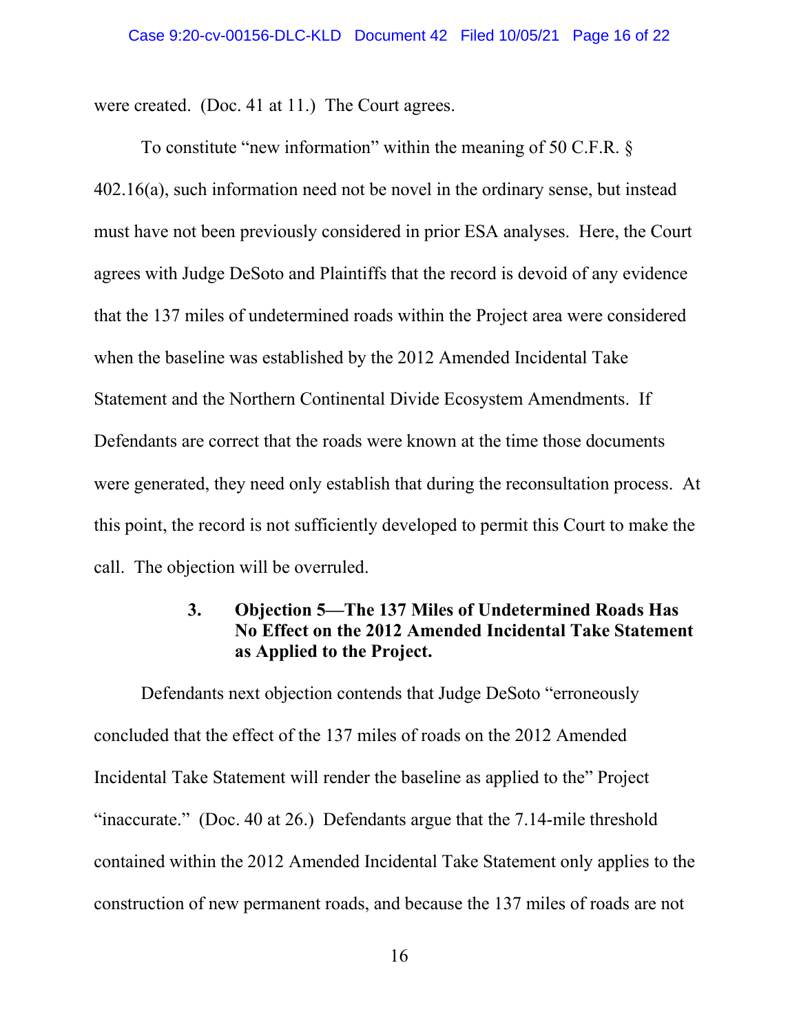were created. (Doc. 41 at 11.) The Court agrees.

To constitute "new information" within the meaning of 50 C.F.R. § 402.16(a), such information need not be novel in the ordinary sense, but instead must have not been previously considered in prior ESA analyses. Here, the Court agrees with Judge DeSoto and Plaintiffs that the record is devoid of any evidence that the 137 miles of undetermined roads within the Project area were considered when the baseline was established by the 2012 Amended Incidental Take Statement and the Northern Continental Divide Ecosystem Amendments. If Defendants are correct that the roads were known at the time those documents were generated, they need only establish that during the reconsultation process. At this point, the record is not sufficiently developed to permit this Court to make the call. The objection will be overruled.

### 3. Objection 5—The 137 Miles of Undetermined Roads Has No Effect on the 2012 Amended Incidental Take Statement as Applied to the Project.

Defendants next objection contends that Judge DeSoto "erroneously concluded that the effect of the 137 miles of roads on the 2012 Amended Incidental Take Statement will render the baseline as applied to the" Project "inaccurate." (Doc. 40 at 26.) Defendants argue that the 7.14-mile threshold contained within the 2012 Amended Incidental Take Statement only applies to the construction of new permanent roads, and because the 137 miles of roads are not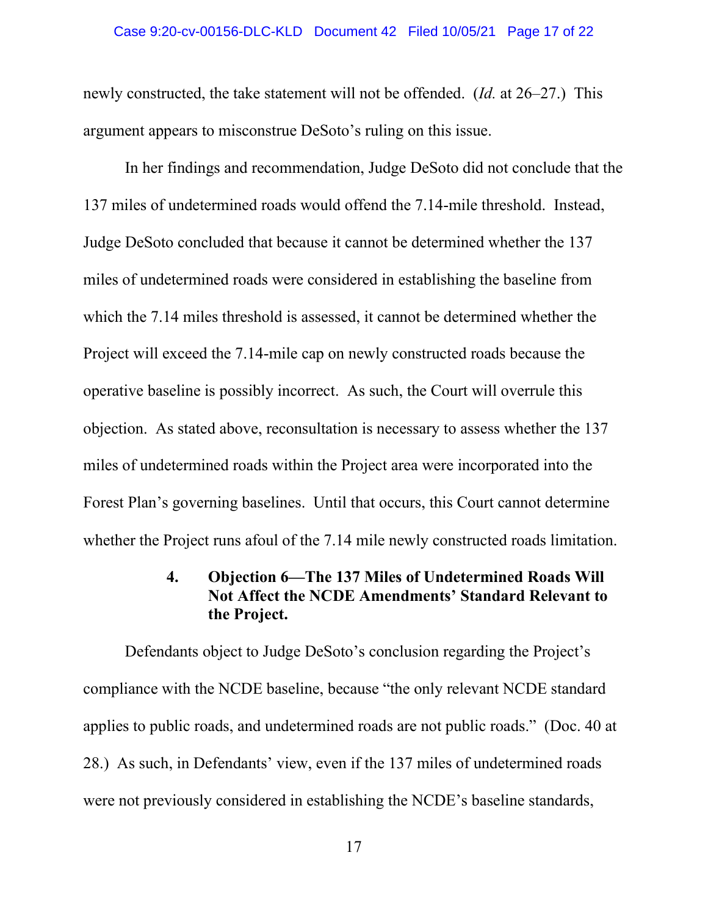newly constructed, the take statement will not be offended. (*Id.* at 26–27.) This argument appears to misconstrue DeSoto's ruling on this issue.

In her findings and recommendation, Judge DeSoto did not conclude that the 137 miles of undetermined roads would offend the 7.14-mile threshold. Instead, Judge DeSoto concluded that because it cannot be determined whether the 137 miles of undetermined roads were considered in establishing the baseline from which the 7.14 miles threshold is assessed, it cannot be determined whether the Project will exceed the 7.14-mile cap on newly constructed roads because the operative baseline is possibly incorrect. As such, the Court will overrule this objection. As stated above, reconsultation is necessary to assess whether the 137 miles of undetermined roads within the Project area were incorporated into the Forest Plan's governing baselines. Until that occurs, this Court cannot determine whether the Project runs afoul of the 7.14 mile newly constructed roads limitation.

#### 4. Objection 6—The 137 Miles of Undetermined Roads Will Not Affect the NCDE Amendments' Standard Relevant to the Project.

Defendants object to Judge DeSoto's conclusion regarding the Project's compliance with the NCDE baseline, because "the only relevant NCDE standard applies to public roads, and undetermined roads are not public roads." (Doc. 40 at 28.) As such, in Defendants' view, even if the 137 miles of undetermined roads were not previously considered in establishing the NCDE's baseline standards,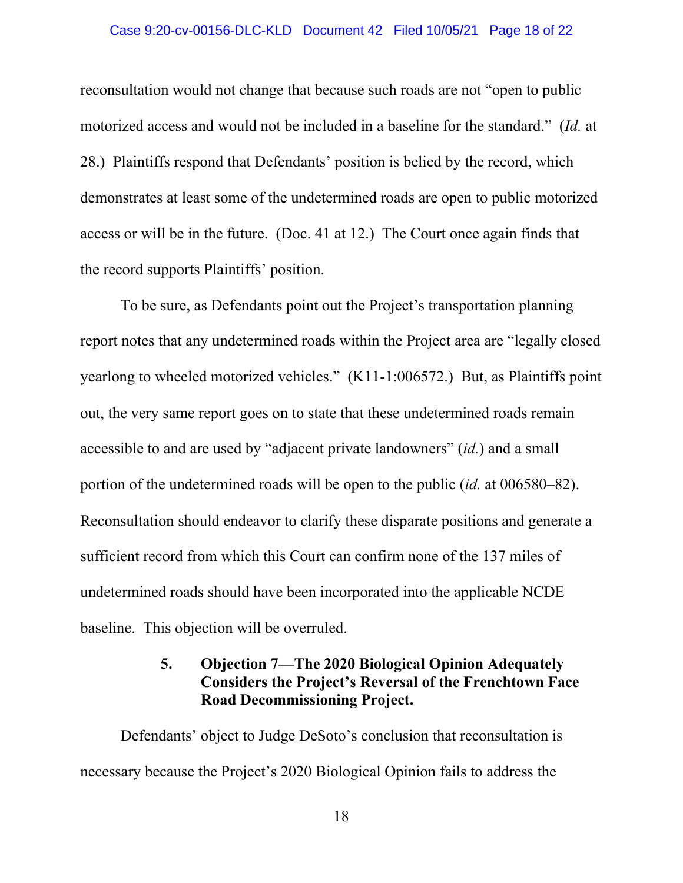reconsultation would not change that because such roads are not "open to public motorized access and would not be included in a baseline for the standard." (*Id.* at 28.) Plaintiffs respond that Defendants' position is belied by the record, which demonstrates at least some of the undetermined roads are open to public motorized access or will be in the future. (Doc. 41 at 12.) The Court once again finds that the record supports Plaintiffs' position.

To be sure, as Defendants point out the Project's transportation planning report notes that any undetermined roads within the Project area are "legally closed yearlong to wheeled motorized vehicles." (K11-1:006572.) But, as Plaintiffs point out, the very same report goes on to state that these undetermined roads remain accessible to and are used by "adjacent private landowners" (*id.*) and a small portion of the undetermined roads will be open to the public (*id.* at 006580–82). Reconsultation should endeavor to clarify these disparate positions and generate a sufficient record from which this Court can confirm none of the 137 miles of undetermined roads should have been incorporated into the applicable NCDE baseline. This objection will be overruled.

### 5. Objection 7—The 2020 Biological Opinion Adequately Considers the Project's Reversal of the Frenchtown Face Road Decommissioning Project.

Defendants' object to Judge DeSoto's conclusion that reconsultation is necessary because the Project's 2020 Biological Opinion fails to address the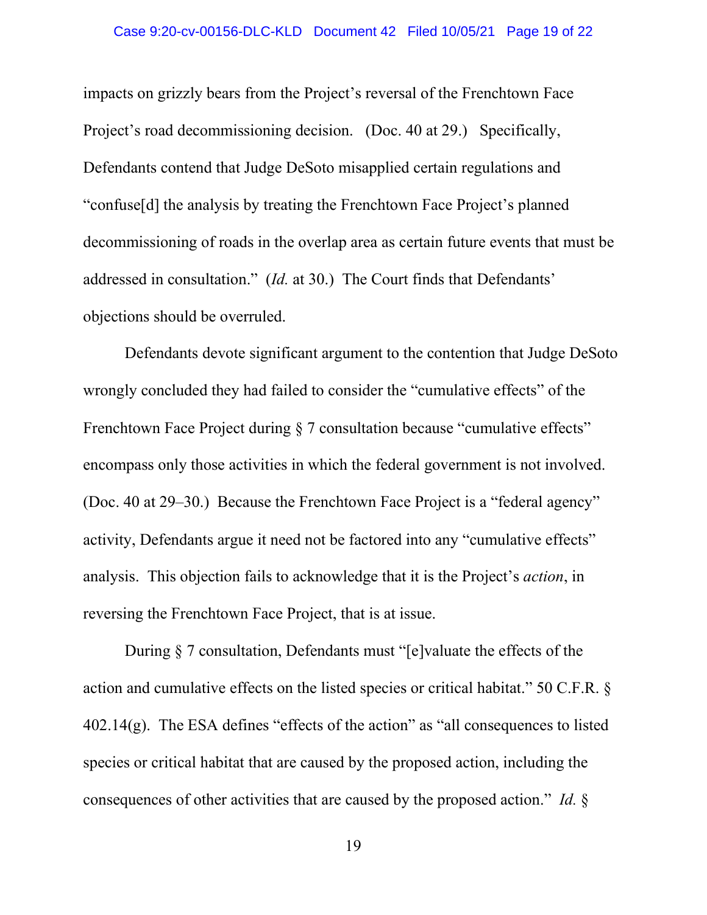impacts on grizzly bears from the Project's reversal of the Frenchtown Face Project's road decommissioning decision. (Doc. 40 at 29.) Specifically, Defendants contend that Judge DeSoto misapplied certain regulations and "confuse[d] the analysis by treating the Frenchtown Face Project's planned decommissioning of roads in the overlap area as certain future events that must be addressed in consultation." (*Id.* at 30.) The Court finds that Defendants' objections should be overruled.

Defendants devote significant argument to the contention that Judge DeSoto wrongly concluded they had failed to consider the "cumulative effects" of the Frenchtown Face Project during § 7 consultation because "cumulative effects" encompass only those activities in which the federal government is not involved. (Doc. 40 at 29–30.) Because the Frenchtown Face Project is a "federal agency" activity, Defendants argue it need not be factored into any "cumulative effects" analysis. This objection fails to acknowledge that it is the Project's *action*, in reversing the Frenchtown Face Project, that is at issue.

During § 7 consultation, Defendants must "[e]valuate the effects of the action and cumulative effects on the listed species or critical habitat." 50 C.F.R. § 402.14(g). The ESA defines "effects of the action" as "all consequences to listed species or critical habitat that are caused by the proposed action, including the consequences of other activities that are caused by the proposed action." *Id.* §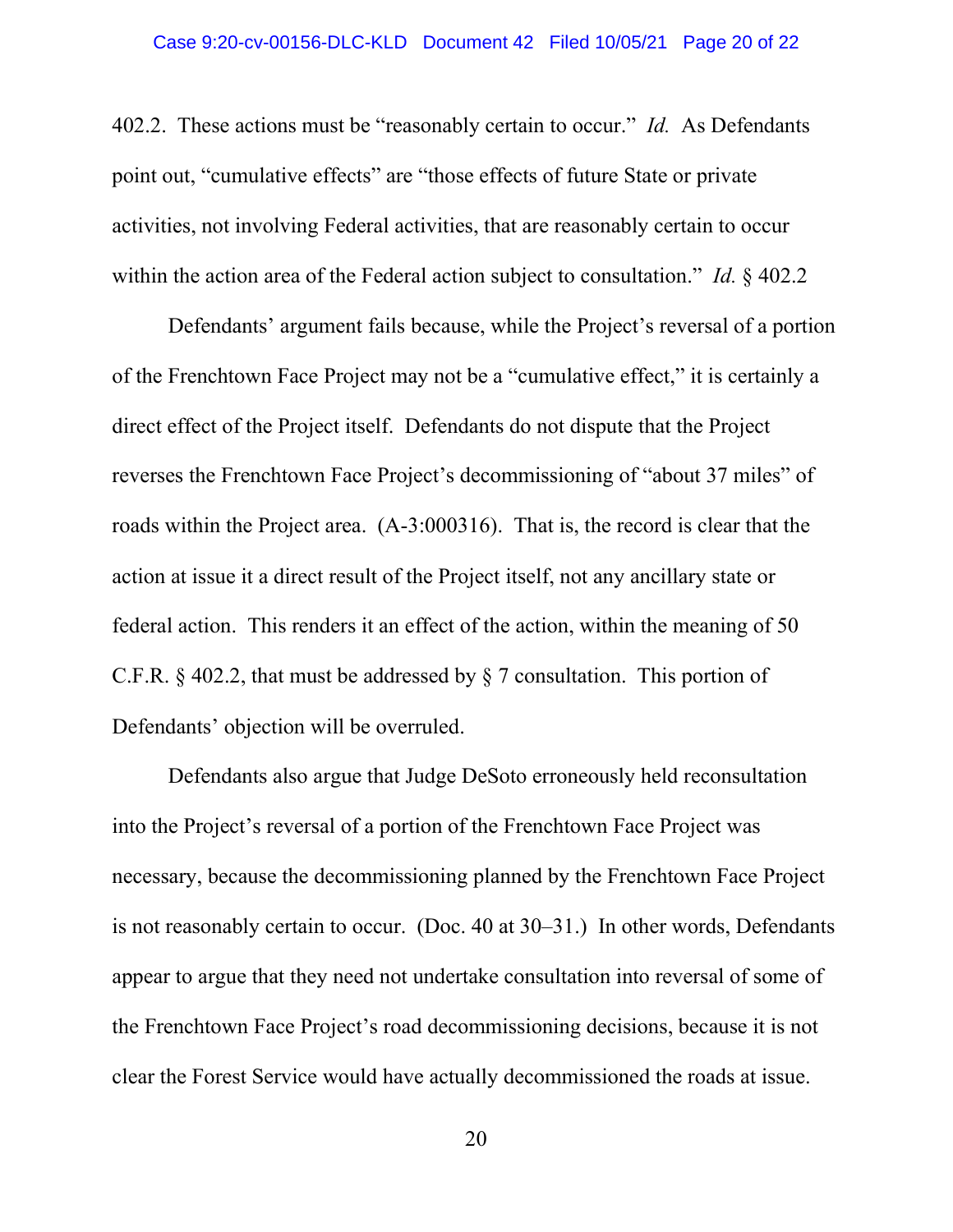402.2. These actions must be "reasonably certain to occur." *Id.* As Defendants point out, "cumulative effects" are "those effects of future State or private activities, not involving Federal activities, that are reasonably certain to occur within the action area of the Federal action subject to consultation." *Id.* § 402.2

Defendants' argument fails because, while the Project's reversal of a portion of the Frenchtown Face Project may not be a "cumulative effect," it is certainly a direct effect of the Project itself. Defendants do not dispute that the Project reverses the Frenchtown Face Project's decommissioning of "about 37 miles" of roads within the Project area. (A-3:000316). That is, the record is clear that the action at issue it a direct result of the Project itself, not any ancillary state or federal action. This renders it an effect of the action, within the meaning of 50 C.F.R. § 402.2, that must be addressed by § 7 consultation. This portion of Defendants' objection will be overruled.

Defendants also argue that Judge DeSoto erroneously held reconsultation into the Project's reversal of a portion of the Frenchtown Face Project was necessary, because the decommissioning planned by the Frenchtown Face Project is not reasonably certain to occur. (Doc. 40 at 30–31.) In other words, Defendants appear to argue that they need not undertake consultation into reversal of some of the Frenchtown Face Project's road decommissioning decisions, because it is not clear the Forest Service would have actually decommissioned the roads at issue.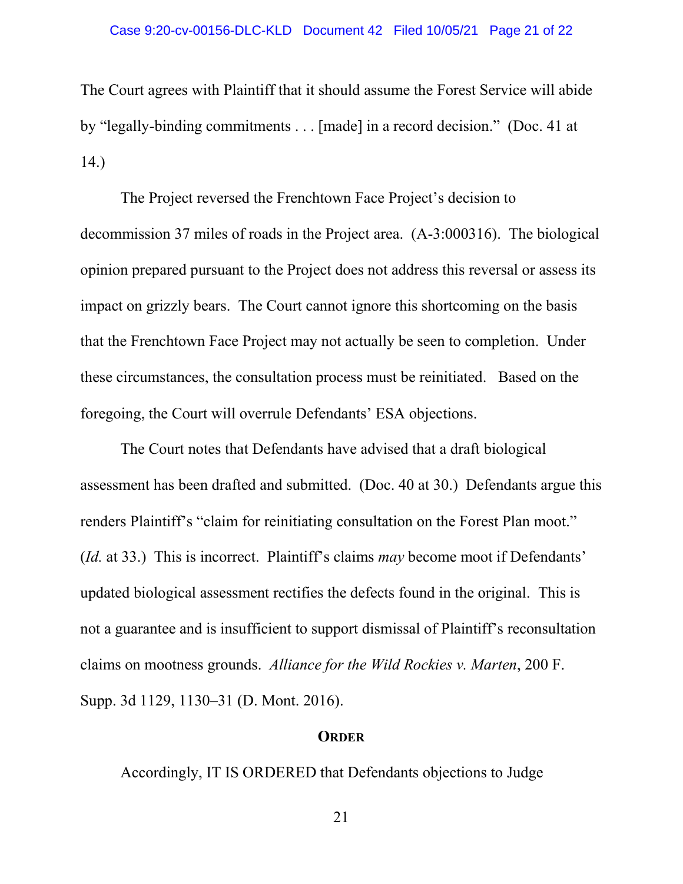The Court agrees with Plaintiff that it should assume the Forest Service will abide by "legally-binding commitments . . . [made] in a record decision." (Doc. 41 at 14.)

The Project reversed the Frenchtown Face Project's decision to decommission 37 miles of roads in the Project area. (A-3:000316). The biological opinion prepared pursuant to the Project does not address this reversal or assess its impact on grizzly bears. The Court cannot ignore this shortcoming on the basis that the Frenchtown Face Project may not actually be seen to completion. Under these circumstances, the consultation process must be reinitiated. Based on the foregoing, the Court will overrule Defendants' ESA objections.

The Court notes that Defendants have advised that a draft biological assessment has been drafted and submitted. (Doc. 40 at 30.) Defendants argue this renders Plaintiff's "claim for reinitiating consultation on the Forest Plan moot." (*Id.* at 33.) This is incorrect. Plaintiff's claims *may* become moot if Defendants' updated biological assessment rectifies the defects found in the original. This is not a guarantee and is insufficient to support dismissal of Plaintiff's reconsultation claims on mootness grounds. *Alliance for the Wild Rockies v. Marten*, 200 F. Supp. 3d 1129, 1130–31 (D. Mont. 2016).

## **ORDER**

Accordingly, IT IS ORDERED that Defendants objections to Judge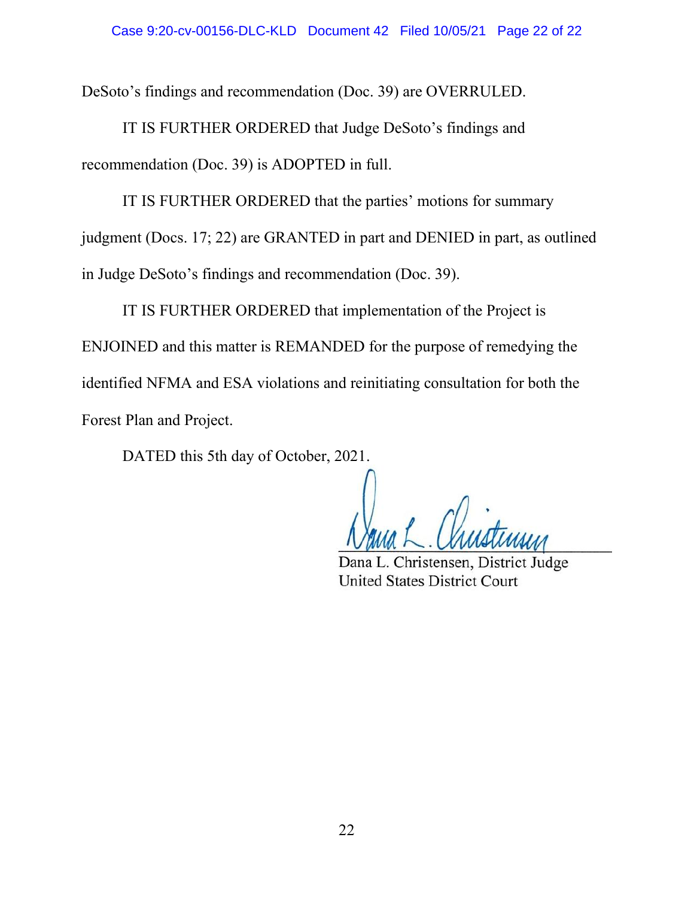DeSoto's findings and recommendation (Doc. 39) are OVERRULED.

IT IS FURTHER ORDERED that Judge DeSoto's findings and recommendation (Doc. 39) is ADOPTED in full.

IT IS FURTHER ORDERED that the parties' motions for summary judgment (Docs. 17; 22) are GRANTED in part and DENIED in part, as outlined in Judge DeSoto's findings and recommendation (Doc. 39).

IT IS FURTHER ORDERED that implementation of the Project is ENJOINED and this matter is REMANDED for the purpose of remedying the identified NFMA and ESA violations and reinitiating consultation for both the Forest Plan and Project.

DATED this 5th day of October, 2021.

Dana L. Christensen, District Judge
United States District Court